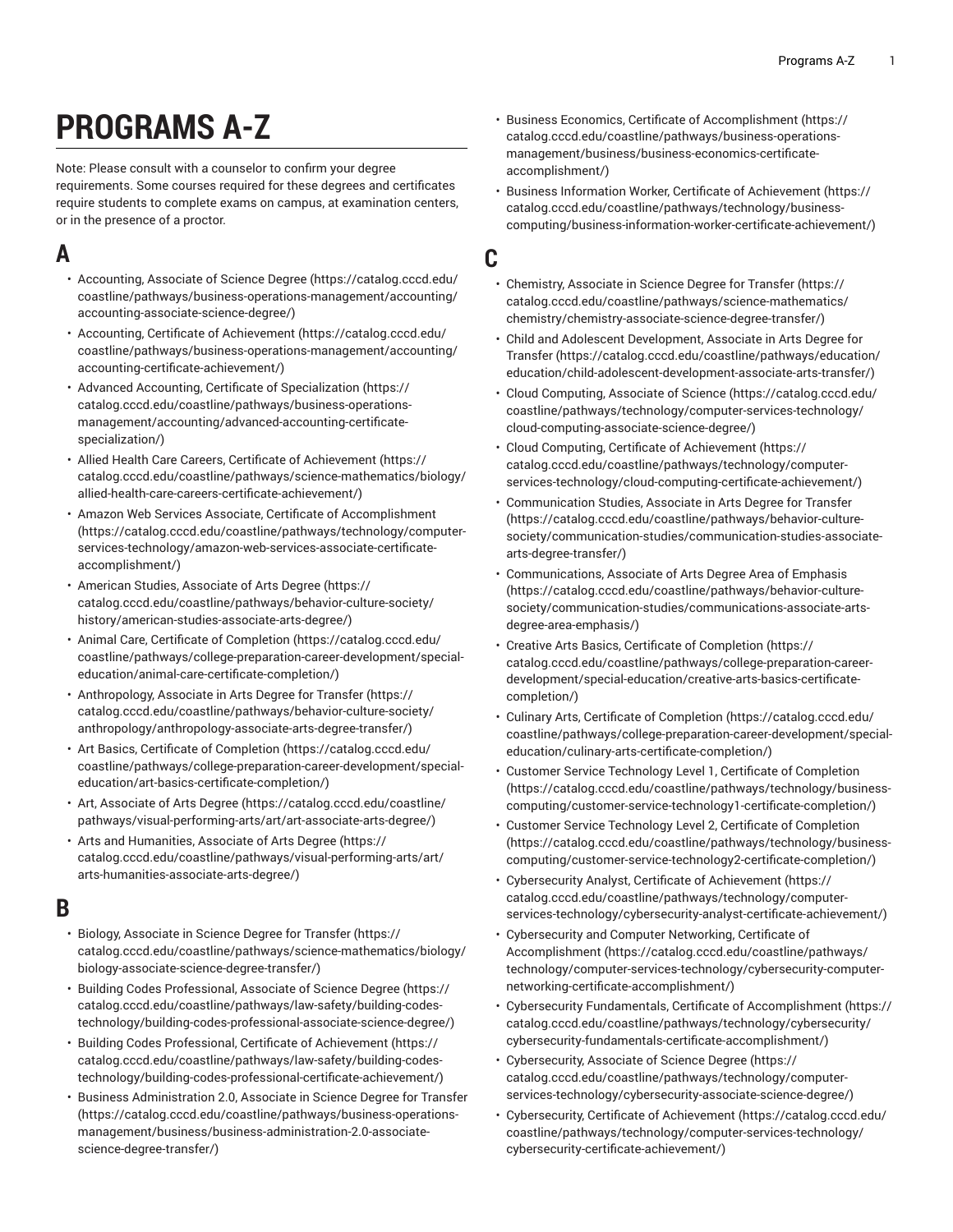# PROGRAMS A-Z

Note: Please consult with a counselor to confirm your degree requirements. Some courses required for these degrees and certificates require students to complete exams on campus, at examination centers, or in the presence of a proctor.

## A

- Accounting, Associate of Science Degree (https://catalog.cccd.edu/coastline/pathways/business-operations-management/accounting/accounting-associate-science-degree/)
- Accounting, Certificate of Achievement (https://catalog.cccd.edu/coastline/pathways/business-operations-management/accounting/accounting-certificate-achievement/)
- Advanced Accounting, Certificate of Specialization (https://catalog.cccd.edu/coastline/pathways/business-operations-management/accounting/advanced-accounting-certificate-specialization/)
- Allied Health Care Careers, Certificate of Achievement (https://catalog.cccd.edu/coastline/pathways/science-mathematics/biology/allied-health-care-careers-certificate-achievement/)
- Amazon Web Services Associate, Certificate of Accomplishment (https://catalog.cccd.edu/coastline/pathways/technology/computer-services-technology/amazon-web-services-associate-certificate-accomplishment/)
- American Studies, Associate of Arts Degree (https://catalog.cccd.edu/coastline/pathways/behavior-culture-society/history/american-studies-associate-arts-degree/)
- Animal Care, Certificate of Completion (https://catalog.cccd.edu/coastline/pathways/college-preparation-career-development/special-education/animal-care-certificate-completion/)
- Anthropology, Associate in Arts Degree for Transfer (https://catalog.cccd.edu/coastline/pathways/behavior-culture-society/anthropology/anthropology-associate-arts-degree-transfer/)
- Art Basics, Certificate of Completion (https://catalog.cccd.edu/coastline/pathways/college-preparation-career-development/special-education/art-basics-certificate-completion/)
- Art, Associate of Arts Degree (https://catalog.cccd.edu/coastline/pathways/visual-performing-arts/art/art-associate-arts-degree/)
- Arts and Humanities, Associate of Arts Degree (https://catalog.cccd.edu/coastline/pathways/visual-performing-arts/art/arts-humanities-associate-arts-degree/)

## B

- Biology, Associate in Science Degree for Transfer (https://catalog.cccd.edu/coastline/pathways/science-mathematics/biology/biology-associate-science-degree-transfer/)
- Building Codes Professional, Associate of Science Degree (https://catalog.cccd.edu/coastline/pathways/law-safety/building-codes-technology/building-codes-professional-associate-science-degree/)
- Building Codes Professional, Certificate of Achievement (https://catalog.cccd.edu/coastline/pathways/law-safety/building-codes-technology/building-codes-professional-certificate-achievement/)
- Business Administration 2.0, Associate in Science Degree for Transfer (https://catalog.cccd.edu/coastline/pathways/business-operations-management/business/business-administration-2.0-associate-science-degree-transfer/)
- Business Economics, Certificate of Accomplishment (https://catalog.cccd.edu/coastline/pathways/business-operations-management/business/business-economics-certificate-accomplishment/)
- Business Information Worker, Certificate of Achievement (https://catalog.cccd.edu/coastline/pathways/technology/business-computing/business-information-worker-certificate-achievement/)

## C

- Chemistry, Associate in Science Degree for Transfer (https://catalog.cccd.edu/coastline/pathways/science-mathematics/chemistry/chemistry-associate-science-degree-transfer/)
- Child and Adolescent Development, Associate in Arts Degree for Transfer (https://catalog.cccd.edu/coastline/pathways/education/education/child-adolescent-development-associate-arts-transfer/)
- Cloud Computing, Associate of Science (https://catalog.cccd.edu/coastline/pathways/technology/computer-services-technology/cloud-computing-associate-science-degree/)
- Cloud Computing, Certificate of Achievement (https://catalog.cccd.edu/coastline/pathways/technology/computer-services-technology/cloud-computing-certificate-achievement/)
- Communication Studies, Associate in Arts Degree for Transfer (https://catalog.cccd.edu/coastline/pathways/behavior-culture-society/communication-studies/communication-studies-associate-arts-degree-transfer/)
- Communications, Associate of Arts Degree Area of Emphasis (https://catalog.cccd.edu/coastline/pathways/behavior-culture-society/communication-studies/communications-associate-arts-degree-area-emphasis/)
- Creative Arts Basics, Certificate of Completion (https://catalog.cccd.edu/coastline/pathways/college-preparation-career-development/special-education/creative-arts-basics-certificate-completion/)
- Culinary Arts, Certificate of Completion (https://catalog.cccd.edu/coastline/pathways/college-preparation-career-development/special-education/culinary-arts-certificate-completion/)
- Customer Service Technology Level 1, Certificate of Completion (https://catalog.cccd.edu/coastline/pathways/technology/business-computing/customer-service-technology1-certificate-completion/)
- Customer Service Technology Level 2, Certificate of Completion (https://catalog.cccd.edu/coastline/pathways/technology/business-computing/customer-service-technology2-certificate-completion/)
- Cybersecurity Analyst, Certificate of Achievement (https://catalog.cccd.edu/coastline/pathways/technology/computer-services-technology/cybersecurity-analyst-certificate-achievement/)
- Cybersecurity and Computer Networking, Certificate of Accomplishment (https://catalog.cccd.edu/coastline/pathways/technology/computer-services-technology/cybersecurity-computer-networking-certificate-accomplishment/)
- Cybersecurity Fundamentals, Certificate of Accomplishment (https://catalog.cccd.edu/coastline/pathways/technology/cybersecurity/cybersecurity-fundamentals-certificate-accomplishment/)
- Cybersecurity, Associate of Science Degree (https://catalog.cccd.edu/coastline/pathways/technology/computer-services-technology/cybersecurity-associate-science-degree/)
- Cybersecurity, Certificate of Achievement (https://catalog.cccd.edu/coastline/pathways/technology/computer-services-technology/cybersecurity-certificate-achievement/)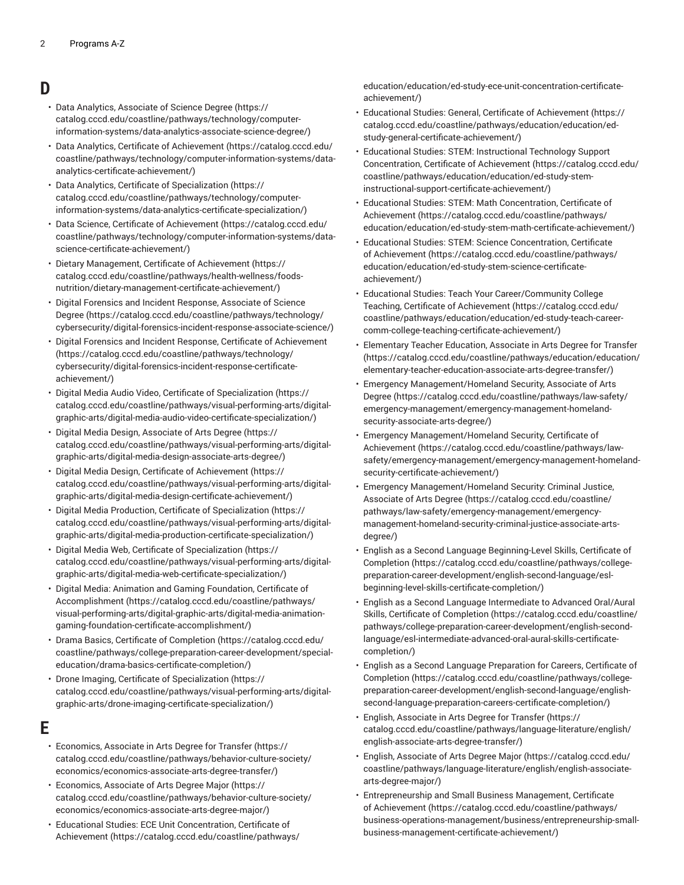## D

- Data Analytics, Associate of Science Degree (https://catalog.cccd.edu/coastline/pathways/technology/computer-information-systems/data-analytics-associate-science-degree/)
- Data Analytics, Certificate of Achievement (https://catalog.cccd.edu/coastline/pathways/technology/computer-information-systems/data-analytics-certificate-achievement/)
- Data Analytics, Certificate of Specialization (https://catalog.cccd.edu/coastline/pathways/technology/computer-information-systems/data-analytics-certificate-specialization/)
- Data Science, Certificate of Achievement (https://catalog.cccd.edu/coastline/pathways/technology/computer-information-systems/data-science-certificate-achievement/)
- Dietary Management, Certificate of Achievement (https://catalog.cccd.edu/coastline/pathways/health-wellness/foods-nutrition/dietary-management-certificate-achievement/)
- Digital Forensics and Incident Response, Associate of Science Degree (https://catalog.cccd.edu/coastline/pathways/technology/cybersecurity/digital-forensics-incident-response-associate-science/)
- Digital Forensics and Incident Response, Certificate of Achievement (https://catalog.cccd.edu/coastline/pathways/technology/cybersecurity/digital-forensics-incident-response-certificate-achievement/)
- Digital Media Audio Video, Certificate of Specialization (https://catalog.cccd.edu/coastline/pathways/visual-performing-arts/digital-graphic-arts/digital-media-audio-video-certificate-specialization/)
- Digital Media Design, Associate of Arts Degree (https://catalog.cccd.edu/coastline/pathways/visual-performing-arts/digital-graphic-arts/digital-media-design-associate-arts-degree/)
- Digital Media Design, Certificate of Achievement (https://catalog.cccd.edu/coastline/pathways/visual-performing-arts/digital-graphic-arts/digital-media-design-certificate-achievement/)
- Digital Media Production, Certificate of Specialization (https://catalog.cccd.edu/coastline/pathways/visual-performing-arts/digital-graphic-arts/digital-media-production-certificate-specialization/)
- Digital Media Web, Certificate of Specialization (https://catalog.cccd.edu/coastline/pathways/visual-performing-arts/digital-graphic-arts/digital-media-web-certificate-specialization/)
- Digital Media: Animation and Gaming Foundation, Certificate of Accomplishment (https://catalog.cccd.edu/coastline/pathways/visual-performing-arts/digital-graphic-arts/digital-media-animation-gaming-foundation-certificate-accomplishment/)
- Drama Basics, Certificate of Completion (https://catalog.cccd.edu/coastline/pathways/college-preparation-career-development/special-education/drama-basics-certificate-completion/)
- Drone Imaging, Certificate of Specialization (https://catalog.cccd.edu/coastline/pathways/visual-performing-arts/digital-graphic-arts/drone-imaging-certificate-specialization/)

## E

- Economics, Associate in Arts Degree for Transfer (https://catalog.cccd.edu/coastline/pathways/behavior-culture-society/economics/economics-associate-arts-degree-transfer/)
- Economics, Associate of Arts Degree Major (https://catalog.cccd.edu/coastline/pathways/behavior-culture-society/economics/economics-associate-arts-degree-major/)
- Educational Studies: ECE Unit Concentration, Certificate of Achievement (https://catalog.cccd.edu/coastline/pathways/education/education/ed-study-ece-unit-concentration-certificate-achievement/)
- Educational Studies: General, Certificate of Achievement (https://catalog.cccd.edu/coastline/pathways/education/education/ed-study-general-certificate-achievement/)
- Educational Studies: STEM: Instructional Technology Support Concentration, Certificate of Achievement (https://catalog.cccd.edu/coastline/pathways/education/education/ed-study-stem-instructional-support-certificate-achievement/)
- Educational Studies: STEM: Math Concentration, Certificate of Achievement (https://catalog.cccd.edu/coastline/pathways/education/education/ed-study-stem-math-certificate-achievement/)
- Educational Studies: STEM: Science Concentration, Certificate of Achievement (https://catalog.cccd.edu/coastline/pathways/education/education/ed-study-stem-science-certificate-achievement/)
- Educational Studies: Teach Your Career/Community College Teaching, Certificate of Achievement (https://catalog.cccd.edu/coastline/pathways/education/education/ed-study-teach-career-comm-college-teaching-certificate-achievement/)
- Elementary Teacher Education, Associate in Arts Degree for Transfer (https://catalog.cccd.edu/coastline/pathways/education/education/elementary-teacher-education-associate-arts-degree-transfer/)
- Emergency Management/Homeland Security, Associate of Arts Degree (https://catalog.cccd.edu/coastline/pathways/law-safety/emergency-management/emergency-management-homeland-security-associate-arts-degree/)
- Emergency Management/Homeland Security, Certificate of Achievement (https://catalog.cccd.edu/coastline/pathways/law-safety/emergency-management/emergency-management-homeland-security-certificate-achievement/)
- Emergency Management/Homeland Security: Criminal Justice, Associate of Arts Degree (https://catalog.cccd.edu/coastline/pathways/law-safety/emergency-management/emergency-management-homeland-security-criminal-justice-associate-arts-degree/)
- English as a Second Language Beginning-Level Skills, Certificate of Completion (https://catalog.cccd.edu/coastline/pathways/college-preparation-career-development/english-second-language/esl-beginning-level-skills-certificate-completion/)
- English as a Second Language Intermediate to Advanced Oral/Aural Skills, Certificate of Completion (https://catalog.cccd.edu/coastline/pathways/college-preparation-career-development/english-second-language/esl-intermediate-advanced-oral-aural-skills-certificate-completion/)
- English as a Second Language Preparation for Careers, Certificate of Completion (https://catalog.cccd.edu/coastline/pathways/college-preparation-career-development/english-second-language/english-second-language-preparation-careers-certificate-completion/)
- English, Associate in Arts Degree for Transfer (https://catalog.cccd.edu/coastline/pathways/language-literature/english/english-associate-arts-degree-transfer/)
- English, Associate of Arts Degree Major (https://catalog.cccd.edu/coastline/pathways/language-literature/english/english-associate-arts-degree-major/)
- Entrepreneurship and Small Business Management, Certificate of Achievement (https://catalog.cccd.edu/coastline/pathways/business-operations-management/business/entrepreneurship-small-business-management-certificate-achievement/)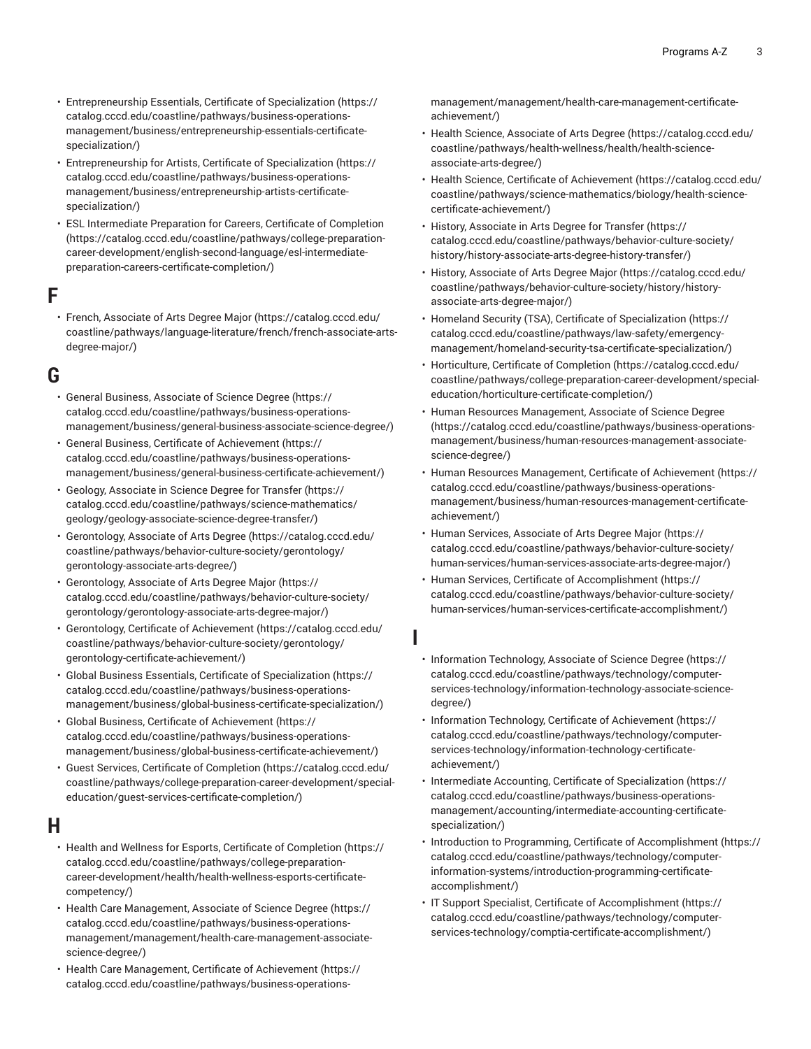- Entrepreneurship Essentials, Certificate of Specialization (https://catalog.cccd.edu/coastline/pathways/business-operations-management/business/entrepreneurship-essentials-certificate-specialization/)
- Entrepreneurship for Artists, Certificate of Specialization (https://catalog.cccd.edu/coastline/pathways/business-operations-management/business/entrepreneurship-artists-certificate-specialization/)
- ESL Intermediate Preparation for Careers, Certificate of Completion (https://catalog.cccd.edu/coastline/pathways/college-preparation-career-development/english-second-language/esl-intermediate-preparation-careers-certificate-completion/)

## F

- French, Associate of Arts Degree Major (https://catalog.cccd.edu/coastline/pathways/language-literature/french/french-associate-arts-degree-major/)

## G

- General Business, Associate of Science Degree (https://catalog.cccd.edu/coastline/pathways/business-operations-management/business/general-business-associate-science-degree/)
- General Business, Certificate of Achievement (https://catalog.cccd.edu/coastline/pathways/business-operations-management/business/general-business-certificate-achievement/)
- Geology, Associate in Science Degree for Transfer (https://catalog.cccd.edu/coastline/pathways/science-mathematics/geology/geology-associate-science-degree-transfer/)
- Gerontology, Associate of Arts Degree (https://catalog.cccd.edu/coastline/pathways/behavior-culture-society/gerontology/gerontology-associate-arts-degree/)
- Gerontology, Associate of Arts Degree Major (https://catalog.cccd.edu/coastline/pathways/behavior-culture-society/gerontology/gerontology-associate-arts-degree-major/)
- Gerontology, Certificate of Achievement (https://catalog.cccd.edu/coastline/pathways/behavior-culture-society/gerontology/gerontology-certificate-achievement/)
- Global Business Essentials, Certificate of Specialization (https://catalog.cccd.edu/coastline/pathways/business-operations-management/business/global-business-certificate-specialization/)
- Global Business, Certificate of Achievement (https://catalog.cccd.edu/coastline/pathways/business-operations-management/business/global-business-certificate-achievement/)
- Guest Services, Certificate of Completion (https://catalog.cccd.edu/coastline/pathways/college-preparation-career-development/special-education/guest-services-certificate-completion/)

## H

- Health and Wellness for Esports, Certificate of Completion (https://catalog.cccd.edu/coastline/pathways/college-preparation-career-development/health/health-wellness-esports-certificate-competency/)
- Health Care Management, Associate of Science Degree (https://catalog.cccd.edu/coastline/pathways/business-operations-management/management/health-care-management-associate-science-degree/)
- Health Care Management, Certificate of Achievement (https://catalog.cccd.edu/coastline/pathways/business-operations-management/management/health-care-management-certificate-achievement/)
- Health Science, Associate of Arts Degree (https://catalog.cccd.edu/coastline/pathways/health-wellness/health/health-science-associate-arts-degree/)
- Health Science, Certificate of Achievement (https://catalog.cccd.edu/coastline/pathways/science-mathematics/biology/health-science-certificate-achievement/)
- History, Associate in Arts Degree for Transfer (https://catalog.cccd.edu/coastline/pathways/behavior-culture-society/history/history-associate-arts-degree-history-transfer/)
- History, Associate of Arts Degree Major (https://catalog.cccd.edu/coastline/pathways/behavior-culture-society/history/history-associate-arts-degree-major/)
- Homeland Security (TSA), Certificate of Specialization (https://catalog.cccd.edu/coastline/pathways/law-safety/emergency-management/homeland-security-tsa-certificate-specialization/)
- Horticulture, Certificate of Completion (https://catalog.cccd.edu/coastline/pathways/college-preparation-career-development/special-education/horticulture-certificate-completion/)
- Human Resources Management, Associate of Science Degree (https://catalog.cccd.edu/coastline/pathways/business-operations-management/business/human-resources-management-associate-science-degree/)
- Human Resources Management, Certificate of Achievement (https://catalog.cccd.edu/coastline/pathways/business-operations-management/business/human-resources-management-certificate-achievement/)
- Human Services, Associate of Arts Degree Major (https://catalog.cccd.edu/coastline/pathways/behavior-culture-society/human-services/human-services-associate-arts-degree-major/)
- Human Services, Certificate of Accomplishment (https://catalog.cccd.edu/coastline/pathways/behavior-culture-society/human-services/human-services-certificate-accomplishment/)

## I

- Information Technology, Associate of Science Degree (https://catalog.cccd.edu/coastline/pathways/technology/computer-services-technology/information-technology-associate-science-degree/)
- Information Technology, Certificate of Achievement (https://catalog.cccd.edu/coastline/pathways/technology/computer-services-technology/information-technology-certificate-achievement/)
- Intermediate Accounting, Certificate of Specialization (https://catalog.cccd.edu/coastline/pathways/business-operations-management/accounting/intermediate-accounting-certificate-specialization/)
- Introduction to Programming, Certificate of Accomplishment (https://catalog.cccd.edu/coastline/pathways/technology/computer-information-systems/introduction-programming-certificate-accomplishment/)
- IT Support Specialist, Certificate of Accomplishment (https://catalog.cccd.edu/coastline/pathways/technology/computer-services-technology/comptia-certificate-accomplishment/)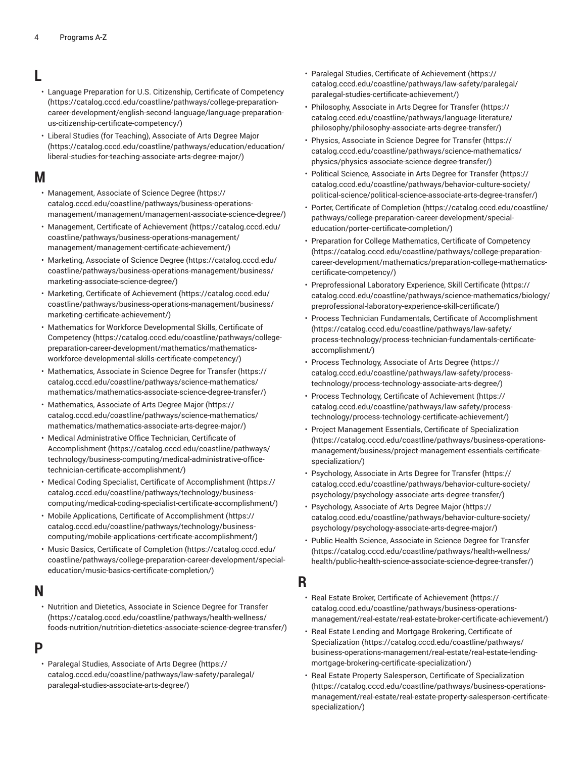## L

- Language Preparation for U.S. Citizenship, Certificate of Competency (https://catalog.cccd.edu/coastline/pathways/college-preparation-career-development/english-second-language/language-preparation-us-citizenship-certificate-competency/)
- Liberal Studies (for Teaching), Associate of Arts Degree Major (https://catalog.cccd.edu/coastline/pathways/education/education/liberal-studies-for-teaching-associate-arts-degree-major/)

## M

- Management, Associate of Science Degree (https://catalog.cccd.edu/coastline/pathways/business-operations-management/management/management-associate-science-degree/)
- Management, Certificate of Achievement (https://catalog.cccd.edu/coastline/pathways/business-operations-management/management/management-certificate-achievement/)
- Marketing, Associate of Science Degree (https://catalog.cccd.edu/coastline/pathways/business-operations-management/business/marketing-associate-science-degree/)
- Marketing, Certificate of Achievement (https://catalog.cccd.edu/coastline/pathways/business-operations-management/business/marketing-certificate-achievement/)
- Mathematics for Workforce Developmental Skills, Certificate of Competency (https://catalog.cccd.edu/coastline/pathways/college-preparation-career-development/mathematics/mathematics-workforce-developmental-skills-certificate-competency/)
- Mathematics, Associate in Science Degree for Transfer (https://catalog.cccd.edu/coastline/pathways/science-mathematics/mathematics/mathematics-associate-science-degree-transfer/)
- Mathematics, Associate of Arts Degree Major (https://catalog.cccd.edu/coastline/pathways/science-mathematics/mathematics/mathematics-associate-arts-degree-major/)
- Medical Administrative Office Technician, Certificate of Accomplishment (https://catalog.cccd.edu/coastline/pathways/technology/business-computing/medical-administrative-office-technician-certificate-accomplishment/)
- Medical Coding Specialist, Certificate of Accomplishment (https://catalog.cccd.edu/coastline/pathways/technology/business-computing/medical-coding-specialist-certificate-accomplishment/)
- Mobile Applications, Certificate of Accomplishment (https://catalog.cccd.edu/coastline/pathways/technology/business-computing/mobile-applications-certificate-accomplishment/)
- Music Basics, Certificate of Completion (https://catalog.cccd.edu/coastline/pathways/college-preparation-career-development/special-education/music-basics-certificate-completion/)

## N

- Nutrition and Dietetics, Associate in Science Degree for Transfer (https://catalog.cccd.edu/coastline/pathways/health-wellness/foods-nutrition/nutrition-dietetics-associate-science-degree-transfer/)

## P

- Paralegal Studies, Associate of Arts Degree (https://catalog.cccd.edu/coastline/pathways/law-safety/paralegal/paralegal-studies-associate-arts-degree/)
- Paralegal Studies, Certificate of Achievement (https://catalog.cccd.edu/coastline/pathways/law-safety/paralegal/paralegal-studies-certificate-achievement/)
- Philosophy, Associate in Arts Degree for Transfer (https://catalog.cccd.edu/coastline/pathways/language-literature/philosophy/philosophy-associate-arts-degree-transfer/)
- Physics, Associate in Science Degree for Transfer (https://catalog.cccd.edu/coastline/pathways/science-mathematics/physics/physics-associate-science-degree-transfer/)
- Political Science, Associate in Arts Degree for Transfer (https://catalog.cccd.edu/coastline/pathways/behavior-culture-society/political-science/political-science-associate-arts-degree-transfer/)
- Porter, Certificate of Completion (https://catalog.cccd.edu/coastline/pathways/college-preparation-career-development/special-education/porter-certificate-completion/)
- Preparation for College Mathematics, Certificate of Competency (https://catalog.cccd.edu/coastline/pathways/college-preparation-career-development/mathematics/preparation-college-mathematics-certificate-competency/)
- Preprofessional Laboratory Experience, Skill Certificate (https://catalog.cccd.edu/coastline/pathways/science-mathematics/biology/preprofessional-laboratory-experience-skill-certificate/)
- Process Technician Fundamentals, Certificate of Accomplishment (https://catalog.cccd.edu/coastline/pathways/law-safety/process-technology/process-technician-fundamentals-certificate-accomplishment/)
- Process Technology, Associate of Arts Degree (https://catalog.cccd.edu/coastline/pathways/law-safety/process-technology/process-technology-associate-arts-degree/)
- Process Technology, Certificate of Achievement (https://catalog.cccd.edu/coastline/pathways/law-safety/process-technology/process-technology-certificate-achievement/)
- Project Management Essentials, Certificate of Specialization (https://catalog.cccd.edu/coastline/pathways/business-operations-management/business/project-management-essentials-certificate-specialization/)
- Psychology, Associate in Arts Degree for Transfer (https://catalog.cccd.edu/coastline/pathways/behavior-culture-society/psychology/psychology-associate-arts-degree-transfer/)
- Psychology, Associate of Arts Degree Major (https://catalog.cccd.edu/coastline/pathways/behavior-culture-society/psychology/psychology-associate-arts-degree-major/)
- Public Health Science, Associate in Science Degree for Transfer (https://catalog.cccd.edu/coastline/pathways/health-wellness/health/public-health-science-associate-science-degree-transfer/)

## R

- Real Estate Broker, Certificate of Achievement (https://catalog.cccd.edu/coastline/pathways/business-operations-management/real-estate/real-estate-broker-certificate-achievement/)
- Real Estate Lending and Mortgage Brokering, Certificate of Specialization (https://catalog.cccd.edu/coastline/pathways/business-operations-management/real-estate/real-estate-lending-mortgage-brokering-certificate-specialization/)
- Real Estate Property Salesperson, Certificate of Specialization (https://catalog.cccd.edu/coastline/pathways/business-operations-management/real-estate/real-estate-property-salesperson-certificate-specialization/)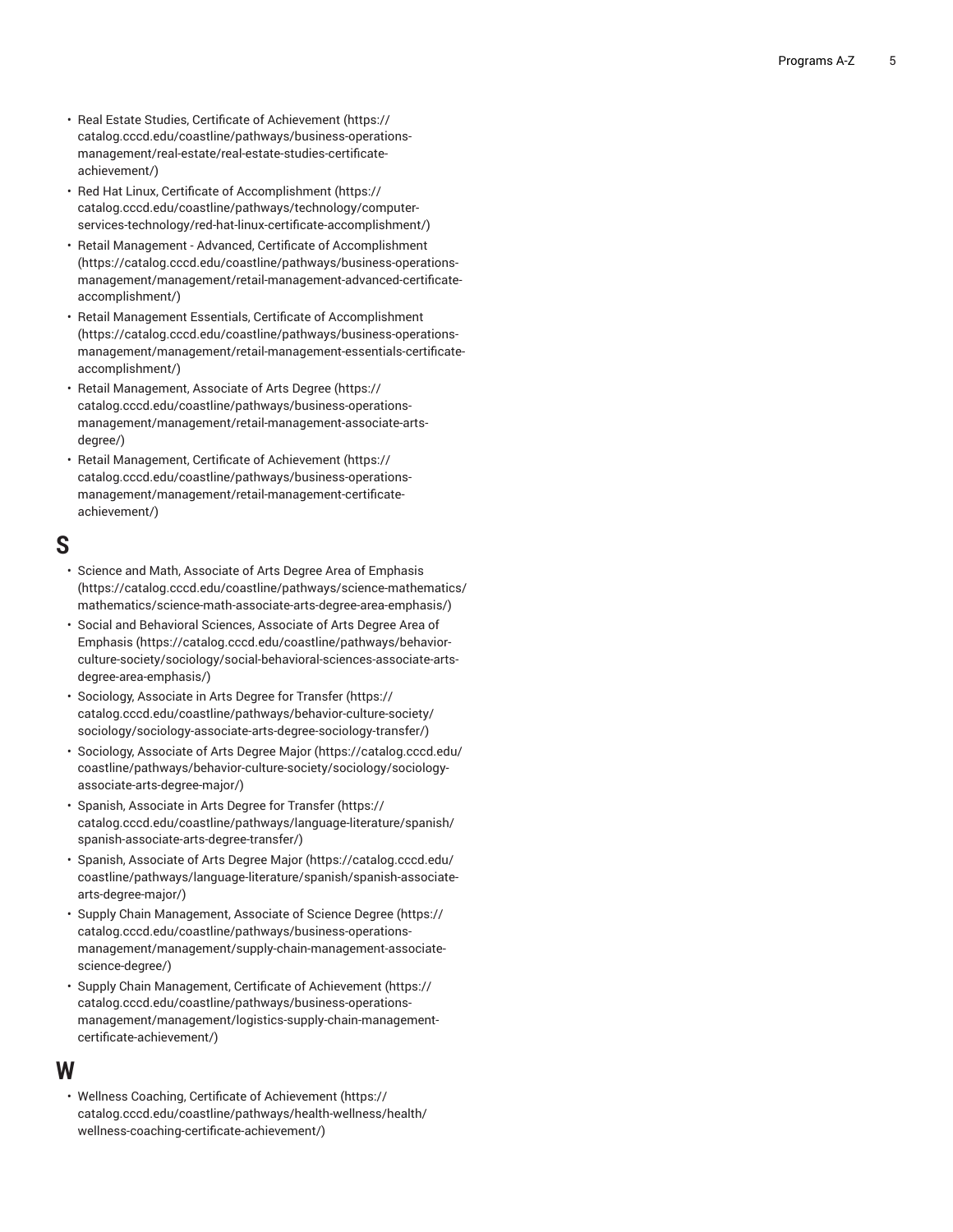- Real Estate Studies, Certificate of Achievement (https://catalog.cccd.edu/coastline/pathways/business-operations-management/real-estate/real-estate-studies-certificate-achievement/)
- Red Hat Linux, Certificate of Accomplishment (https://catalog.cccd.edu/coastline/pathways/technology/computer-services-technology/red-hat-linux-certificate-accomplishment/)
- Retail Management - Advanced, Certificate of Accomplishment (https://catalog.cccd.edu/coastline/pathways/business-operations-management/management/retail-management-advanced-certificate-accomplishment/)
- Retail Management Essentials, Certificate of Accomplishment (https://catalog.cccd.edu/coastline/pathways/business-operations-management/management/retail-management-essentials-certificate-accomplishment/)
- Retail Management, Associate of Arts Degree (https://catalog.cccd.edu/coastline/pathways/business-operations-management/management/retail-management-associate-arts-degree/)
- Retail Management, Certificate of Achievement (https://catalog.cccd.edu/coastline/pathways/business-operations-management/management/retail-management-certificate-achievement/)

## S

- Science and Math, Associate of Arts Degree Area of Emphasis (https://catalog.cccd.edu/coastline/pathways/science-mathematics/mathematics/science-math-associate-arts-degree-area-emphasis/)
- Social and Behavioral Sciences, Associate of Arts Degree Area of Emphasis (https://catalog.cccd.edu/coastline/pathways/behavior-culture-society/sociology/social-behavioral-sciences-associate-arts-degree-area-emphasis/)
- Sociology, Associate in Arts Degree for Transfer (https://catalog.cccd.edu/coastline/pathways/behavior-culture-society/sociology/sociology-associate-arts-degree-sociology-transfer/)
- Sociology, Associate of Arts Degree Major (https://catalog.cccd.edu/coastline/pathways/behavior-culture-society/sociology/sociology-associate-arts-degree-major/)
- Spanish, Associate in Arts Degree for Transfer (https://catalog.cccd.edu/coastline/pathways/language-literature/spanish/spanish-associate-arts-degree-transfer/)
- Spanish, Associate of Arts Degree Major (https://catalog.cccd.edu/coastline/pathways/language-literature/spanish/spanish-associate-arts-degree-major/)
- Supply Chain Management, Associate of Science Degree (https://catalog.cccd.edu/coastline/pathways/business-operations-management/management/supply-chain-management-associate-science-degree/)
- Supply Chain Management, Certificate of Achievement (https://catalog.cccd.edu/coastline/pathways/business-operations-management/management/logistics-supply-chain-management-certificate-achievement/)

## W

- Wellness Coaching, Certificate of Achievement (https://catalog.cccd.edu/coastline/pathways/health-wellness/health/wellness-coaching-certificate-achievement/)